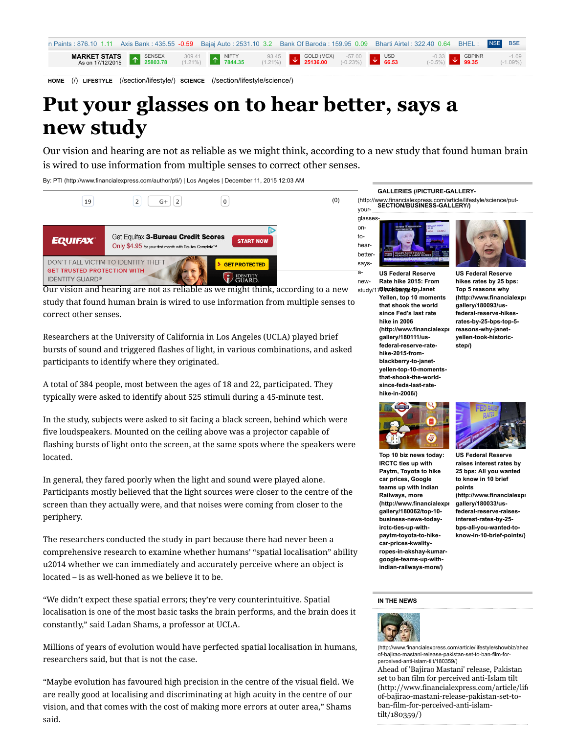n Paints : 876.10 1.11 Axis Bank : 435.55 -0.59 Bajaj Auto : 2531.10 3.2 Bank Of Baroda : 159.95 0.09 Bharti Airtel : 322.40 0.64 BHEL : NSE BSE

| MARKET STATS As on 17/12/2015 | SENSEX 25803.78 | 309.41 (1.21%) | NIFTY 7844.35 | 93.45 (1.21%) | GOLD (MCX) 25136.00 | -57.00 (-0.23%) | USD 66.53 | -0.33 (-0.5%) | GBPINR 99.35 | -1.09 (-1.09%) |
|---|---|---|---|---|---|---|---|---|---|---|

HOME (/) LIFESTYLE (/section/lifestyle/) SCIENCE (/section/lifestyle/science/)

# Put your glasses on to hear better, says a new study

Our vision and hearing are not as reliable as we might think, according to a new study that found human brain is wired to use information from multiple senses to correct other senses.

By: PTI (http://www.financialexpress.com/author/pti/) | Los Angeles | December 11, 2015 12:03 AM

Our vision and hearing are not as reliable as we might think, according to a new study that found human brain is wired to use information from multiple senses to correct other senses.

Researchers at the University of California in Los Angeles (UCLA) played brief bursts of sound and triggered flashes of light, in various combinations, and asked participants to identify where they originated.

A total of 384 people, most between the ages of 18 and 22, participated. They typically were asked to identify about 525 stimuli during a 45-minute test.

In the study, subjects were asked to sit facing a black screen, behind which were five loudspeakers. Mounted on the ceiling above was a projector capable of flashing bursts of light onto the screen, at the same spots where the speakers were located.

In general, they fared poorly when the light and sound were played alone. Participants mostly believed that the light sources were closer to the centre of the screen than they actually were, and that noises were coming from closer to the periphery.

The researchers conducted the study in part because there had never been a comprehensive research to examine whether humans' "spatial localisation" ability u2014 whether we can immediately and accurately perceive where an object is located – is as well-honed as we believe it to be.

"We didn't expect these spatial errors; they're very counterintuitive. Spatial localisation is one of the most basic tasks the brain performs, and the brain does it constantly," said Ladan Shams, a professor at UCLA.

Millions of years of evolution would have perfected spatial localisation in humans, researchers said, but that is not the case.

"Maybe evolution has favoured high precision in the centre of the visual field. We are really good at localising and discriminating at high acuity in the centre of our vision, and that comes with the cost of making more errors at outer area," Shams said.

## GALLERIES (/PICTURE-GALLERY-SECTION/BUSINESS-GALLERY/)

US Federal Reserve Rate hike 2015: From Blackberry to Janet Yellen, top 10 moments that shook the world since Fed's last rate hike in 2006 (http://www.financialexpress.com/photo-gallery/180111/us-federal-reserve-rate-hike-2015-from-blackberry-to-janet-yellen-top-10-moments-that-shook-the-world-since-feds-last-rate-hike-in-2006/)

US Federal Reserve hikes rates by 25 bps: Top 5 reasons why (http://www.financialexpress.com/photo-gallery/180093/us-federal-reserve-hikes-rates-by-25-bps-top-5-reasons-why-janet-yellen-took-historic-step/)

Top 10 biz news today: IRCTC ties up with Paytm, Toyota to hike car prices, Google teams up with Indian Railways, more (http://www.financialexpress.com/photo-gallery/180062/top-10-business-news-today-irctc-ties-up-with-paytm-toyota-to-hike-car-prices-kwality-ropes-in-akshay-kumar-google-teams-up-with-indian-railways-more/)

US Federal Reserve raises interest rates by 25 bps: All you wanted to know in 10 brief points (http://www.financialexpress.com/photo-gallery/180033/us-federal-reserve-raises-interest-rates-by-25-bps-all-you-wanted-to-know-in-10-brief-points/)

## IN THE NEWS

Ahead of 'Bajirao Mastani' release, Pakistan set to ban film for perceived anti-Islam tilt (http://www.financialexpress.com/article/lifestyle/showbiz/ahead-of-bajirao-mastani-release-pakistan-set-to-ban-film-for-perceived-anti-islam-tilt/180359/)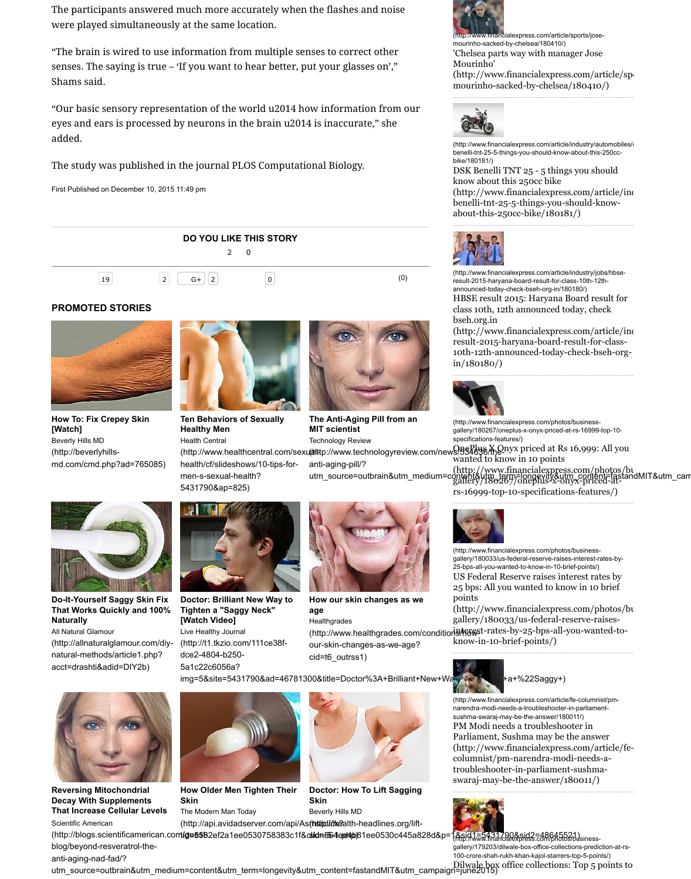The participants answered much more accurately when the flashes and noise were played simultaneously at the same location.

"The brain is wired to use information from multiple senses to correct other senses. The saying is true – 'If you want to hear better, put your glasses on'," Shams said.

"Our basic sensory representation of the world u2014 how information from our eyes and ears is processed by neurons in the brain u2014 is inaccurate," she added.

The study was published in the journal PLOS Computational Biology.

First Published on December 10, 2015 11:49 pm

**DO YOU LIKE THIS STORY**

2 0

19 2 G+ 2 0 (0)

## PROMOTED STORIES

**How To: Fix Crepey Skin [Watch]**
Beverly Hills MD
(http://beverlyhills-md.com/cmd.php?ad=765085)

**Ten Behaviors of Sexually Healthy Men**
Health Central
(http://www.healthcentral.com/sexual-health/cf/slideshows/10-tips-for-men-s-sexual-health?5431790&ap=825)

**The Anti-Aging Pill from an MIT scientist**
Technology Review
(http://www.technologyreview.com/news/534636/the-anti-aging-pill/?utm_source=outbrain&utm_medium=content&utm_term=longevity&utm_content=fastandMIT&utm_cam

**Do-It-Yourself Saggy Skin Fix That Works Quickly and 100% Naturally**
All Natural Glamour
(http://allnaturalglamour.com/diy-natural-methods/article1.php?acct=drashti&adid=DIY2b)

**Doctor: Brilliant New Way to Tighten a "Saggy Neck" [Watch Video]**
Live Healthy Journal
(http://t1.tkzio.com/111ce38f-dce2-4804-b250-5a1c22c6056a?img=5&site=5431790&ad=46781300&title=Doctor%3A+Brilliant+New+Wa...+a+%22Saggy+)

**How our skin changes as we age**
Healthgrades
(http://www.healthgrades.com/conditions/how-our-skin-changes-as-we-age?cid=t6_outrss1)

**Reversing Mitochondrial Decay With Supplements That Increase Cellular Levels**
Scientific American
(http://blogs.scientificamerican.com/guest-blog/beyond-resveratrol-the-anti-aging-nad-fad/?utm_source=outbrain&utm_medium=content&utm_term=longevity&utm_content=fastandMIT&utm_campaign=june2015)

**How Older Men Tighten Their Skin**
The Modern Man Today
(http://api.avidadserver.com/api/As...d=6582ef2a1ee0530758383c1f&...)

**Doctor: How To Lift Sagging Skin**
Beverly Hills MD
(http://health-headlines.org/lift-skin-564ep4b81ee0530c445a828d&p=1&sid1=5431790&sid2=48645521)

---

(http://www.financialexpress.com/article/sports/jose-mourinho-sacked-by-chelsea/180410/)
'Chelsea parts way with manager Jose Mourinho'
(http://www.financialexpress.com/article/sports/jose-mourinho-sacked-by-chelsea/180410/)

(http://www.financialexpress.com/article/industry/automobiles/dsk-benelli-tnt-25-5-things-you-should-know-about-this-250cc-bike/180181/)
DSK Benelli TNT 25 - 5 things you should know about this 250cc bike
(http://www.financialexpress.com/article/industry/automobiles/dsk-benelli-tnt-25-5-things-you-should-know-about-this-250cc-bike/180181/)

(http://www.financialexpress.com/article/industry/jobs/hbse-result-2015-haryana-board-result-for-class-10th-12th-announced-today-check-bseh-org-in/180180/)
HBSE result 2015: Haryana Board result for class 10th, 12th announced today, check bseh.org.in
(http://www.financialexpress.com/article/industry/jobs/hbse-result-2015-haryana-board-result-for-class-10th-12th-announced-today-check-bseh-org-in/180180/)

(http://www.financialexpress.com/photos/business-gallery/180267/oneplus-x-onyx-priced-at-rs-16999-top-10-specifications-features/)
OnePlus X Onyx priced at Rs 16,999: All you wanted to know in 10 points
(http://www.financialexpress.com/photos/business-gallery/180267/oneplus-x-onyx-priced-at-rs-16999-top-10-specifications-features/)

(http://www.financialexpress.com/photos/business-gallery/180033/us-federal-reserve-raises-interest-rates-by-25-bps-all-you-wanted-to-know-in-10-brief-points/)
US Federal Reserve raises interest rates by 25 bps: All you wanted to know in 10 brief points
(http://www.financialexpress.com/photos/business-gallery/180033/us-federal-reserve-raises-interest-rates-by-25-bps-all-you-wanted-to-know-in-10-brief-points/)

(http://www.financialexpress.com/article/fe-columnist/pm-narendra-modi-needs-a-troubleshooter-in-parliament-sushma-swaraj-may-be-the-answer/180011/)
PM Modi needs a troubleshooter in Parliament, Sushma may be the answer
(http://www.financialexpress.com/article/fe-columnist/pm-narendra-modi-needs-a-troubleshooter-in-parliament-sushma-swaraj-may-be-the-answer/180011/)

(http://www.financialexpress.com/photos/business-gallery/179203/dilwale-box-office-collections-prediction-at-rs-100-crore-shah-rukh-khan-kajol-starrers-top-5-points/)
Dilwale box office collections: Top 5 points to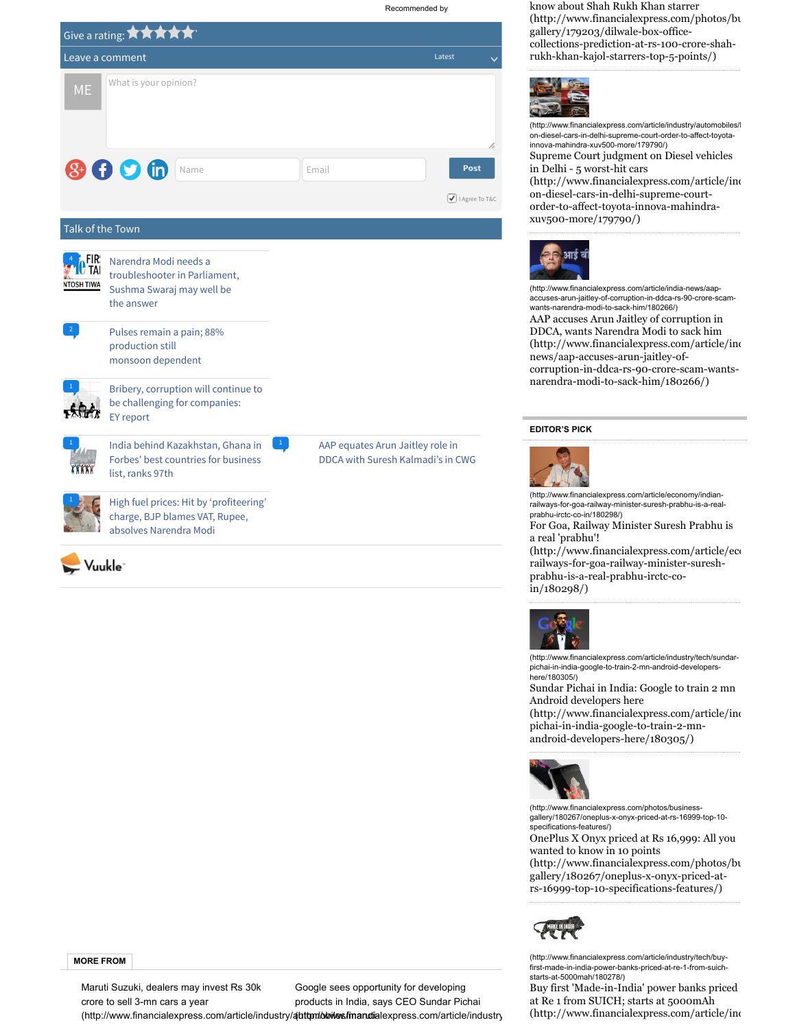Recommended by

Give a rating:

Leave a comment

Latest

ME

What is your opinion?

Name

Email

Post

I Agree To T&C

## Talk of the Town

4 Narendra Modi needs a troubleshooter in Parliament, Sushma Swaraj may well be the answer

2 Pulses remain a pain; 88% production still monsoon dependent

1 Bribery, corruption will continue to be challenging for companies: EY report

1 India behind Kazakhstan, Ghana in Forbes' best countries for business list, ranks 97th

1 AAP equates Arun Jaitley role in DDCA with Suresh Kalmadi's in CWG

1 High fuel prices: Hit by 'profiteering' charge, BJP blames VAT, Rupee, absolves Narendra Modi

Vuukle

know about Shah Rukh Khan starrer (http://www.financialexpress.com/photos/bu gallery/179203/dilwale-box-office-collections-prediction-at-rs-100-crore-shah-rukh-khan-kajol-starrers-top-5-points/)

(http://www.financialexpress.com/article/industry/automobiles/l on-diesel-cars-in-delhi-supreme-court-order-to-affect-toyota-innova-mahindra-xuv500-more/179790/)
Supreme Court judgment on Diesel vehicles in Delhi - 5 worst-hit cars (http://www.financialexpress.com/article/in on-diesel-cars-in-delhi-supreme-court-order-to-affect-toyota-innova-mahindra-xuv500-more/179790/)

(http://www.financialexpress.com/article/india-news/aap-accuses-arun-jaitley-of-corruption-in-ddca-rs-90-crore-scam-wants-narendra-modi-to-sack-him/180266/)
AAP accuses Arun Jaitley of corruption in DDCA, wants Narendra Modi to sack him (http://www.financialexpress.com/article/in news/aap-accuses-arun-jaitley-of-corruption-in-ddca-rs-90-crore-scam-wants-narendra-modi-to-sack-him/180266/)

## EDITOR'S PICK

(http://www.financialexpress.com/article/economy/indian-railways-for-goa-railway-minister-suresh-prabhu-is-a-real-prabhu-irctc-co-in/180298/)
For Goa, Railway Minister Suresh Prabhu is a real 'prabhu'! (http://www.financialexpress.com/article/ec railways-for-goa-railway-minister-suresh-prabhu-is-a-real-prabhu-irctc-co-in/180298/)

(http://www.financialexpress.com/article/industry/tech/sundar-pichai-in-india-google-to-train-2-mn-android-developers-here/180305/)
Sundar Pichai in India: Google to train 2 mn Android developers here (http://www.financialexpress.com/article/in pichai-in-india-google-to-train-2-mn-android-developers-here/180305/)

(http://www.financialexpress.com/photos/business-gallery/180267/oneplus-x-onyx-priced-at-rs-16999-top-10-specifications-features/)
OnePlus X Onyx priced at Rs 16,999: All you wanted to know in 10 points (http://www.financialexpress.com/photos/bu gallery/180267/oneplus-x-onyx-priced-at-rs-16999-top-10-specifications-features/)

(http://www.financialexpress.com/article/industry/tech/buy-first-made-in-india-power-banks-priced-at-re-1-from-suich-starts-at-5000mah/180278/)
Buy first 'Made-in-India' power banks priced at Re 1 from SUICH; starts at 5000mAh (http://www.financialexpress.com/article/in

## MORE FROM

Maruti Suzuki, dealers may invest Rs 30k crore to sell 3-mn cars a year (http://www.financialexpress.com/article/industry/a

Google sees opportunity for developing products in India, says CEO Sundar Pichai (http://www.financialexpress.com/article/industry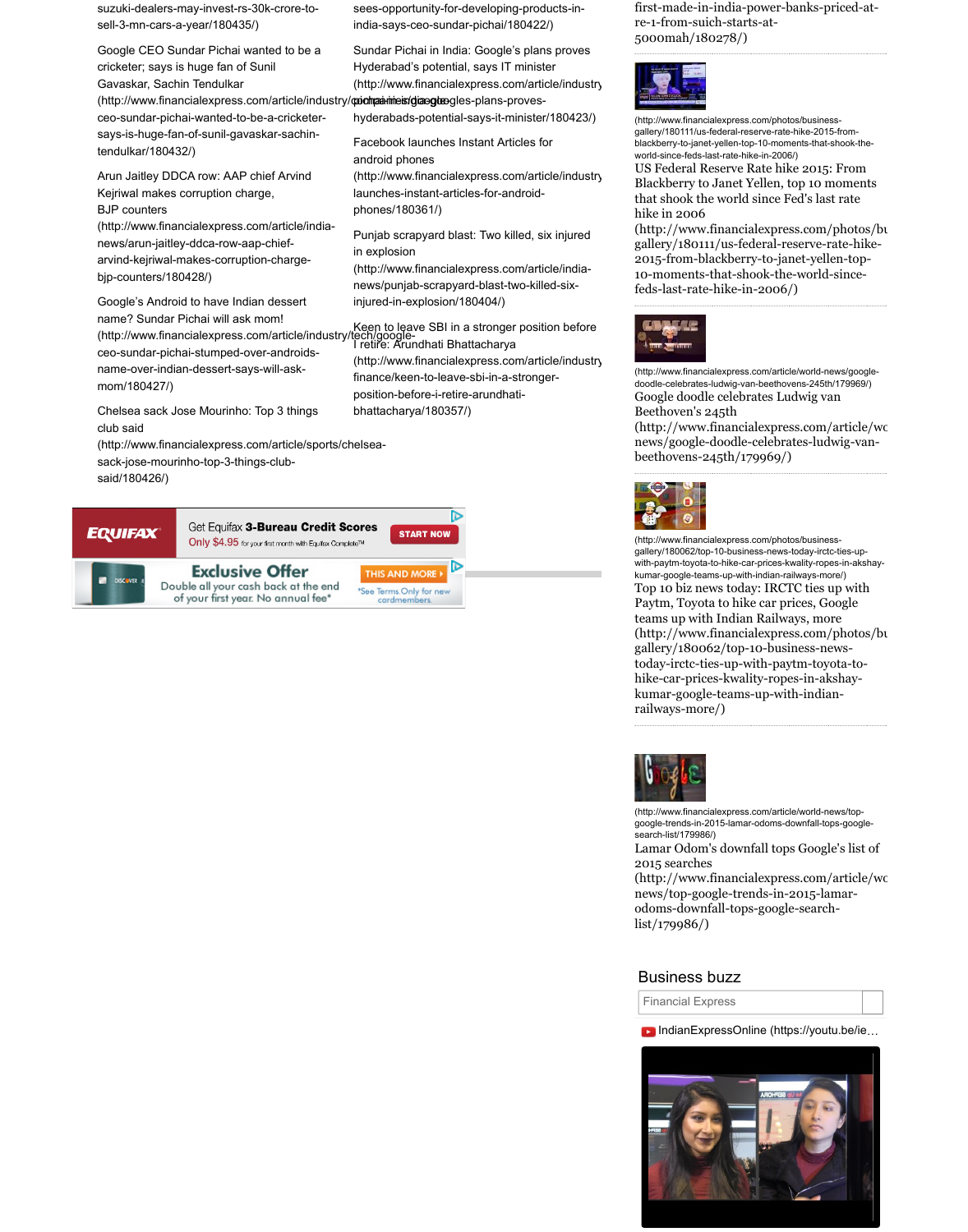suzuki-dealers-may-invest-rs-30k-crore-to-sell-3-mn-cars-a-year/180435/)

Google CEO Sundar Pichai wanted to be a cricketer; says is huge fan of Sunil Gavaskar, Sachin Tendulkar (http://www.financialexpress.com/article/industry/companies/google-ceo-sundar-pichai-wanted-to-be-a-cricketer-says-is-huge-fan-of-sunil-gavaskar-sachin-tendulkar/180432/)

Arun Jaitley DDCA row: AAP chief Arvind Kejriwal makes corruption charge, BJP counters (http://www.financialexpress.com/article/india-news/arun-jaitley-ddca-row-aap-chief-arvind-kejriwal-makes-corruption-charge-bjp-counters/180428/)

Google's Android to have Indian dessert name? Sundar Pichai will ask mom! (http://www.financialexpress.com/article/industry/tech/google-ceo-sundar-pichai-stumped-over-androids-name-over-indian-dessert-says-will-ask-mom/180427/)

Chelsea sack Jose Mourinho: Top 3 things club said (http://www.financialexpress.com/article/sports/chelsea-sack-jose-mourinho-top-3-things-club-said/180426/)

sees-opportunity-for-developing-products-in-india-says-ceo-sundar-pichai/180422/)

Sundar Pichai in India: Google's plans proves Hyderabad's potential, says IT minister (http://www.financialexpress.com/article/industry/companies/googles-plans-proves-hyderabads-potential-says-it-minister/180423/)

Facebook launches Instant Articles for android phones (http://www.financialexpress.com/article/industry/tech/facebook-launches-instant-articles-for-android-phones/180361/)

Punjab scrapyard blast: Two killed, six injured in explosion (http://www.financialexpress.com/article/india-news/punjab-scrapyard-blast-two-killed-six-injured-in-explosion/180404/)

Keen to leave SBI in a stronger position before I retire: Arundhati Bhattacharya (http://www.financialexpress.com/article/industry/banking-finance/keen-to-leave-sbi-in-a-stronger-position-before-i-retire-arundhati-bhattacharya/180357/)

first-made-in-india-power-banks-priced-at-re-1-from-suich-starts-at-5000mah/180278/)

(http://www.financialexpress.com/photos/business-gallery/180111/us-federal-reserve-rate-hike-2015-from-blackberry-to-janet-yellen-top-10-moments-that-shook-the-world-since-feds-last-rate-hike-in-2006/)

US Federal Reserve Rate hike 2015: From Blackberry to Janet Yellen, top 10 moments that shook the world since Fed's last rate hike in 2006 (http://www.financialexpress.com/photos/business-gallery/180111/us-federal-reserve-rate-hike-2015-from-blackberry-to-janet-yellen-top-10-moments-that-shook-the-world-since-feds-last-rate-hike-in-2006/)

(http://www.financialexpress.com/article/world-news/google-doodle-celebrates-ludwig-van-beethovens-245th/179969/)

Google doodle celebrates Ludwig van Beethoven's 245th (http://www.financialexpress.com/article/world-news/google-doodle-celebrates-ludwig-van-beethovens-245th/179969/)

(http://www.financialexpress.com/photos/business-gallery/180062/top-10-business-news-today-irctc-ties-up-with-paytm-toyota-to-hike-car-prices-kwality-ropes-in-akshay-kumar-google-teams-up-with-indian-railways-more/)

Top 10 biz news today: IRCTC ties up with Paytm, Toyota to hike car prices, Google teams up with Indian Railways, more (http://www.financialexpress.com/photos/business-gallery/180062/top-10-business-news-today-irctc-ties-up-with-paytm-toyota-to-hike-car-prices-kwality-ropes-in-akshay-kumar-google-teams-up-with-indian-railways-more/)

(http://www.financialexpress.com/article/world-news/top-google-trends-in-2015-lamar-odoms-downfall-tops-google-search-list/179986/)

Lamar Odom's downfall tops Google's list of 2015 searches (http://www.financialexpress.com/article/world-news/top-google-trends-in-2015-lamar-odoms-downfall-tops-google-search-list/179986/)

## Business buzz

Financial Express

IndianExpressOnline (https://youtu.be/ie…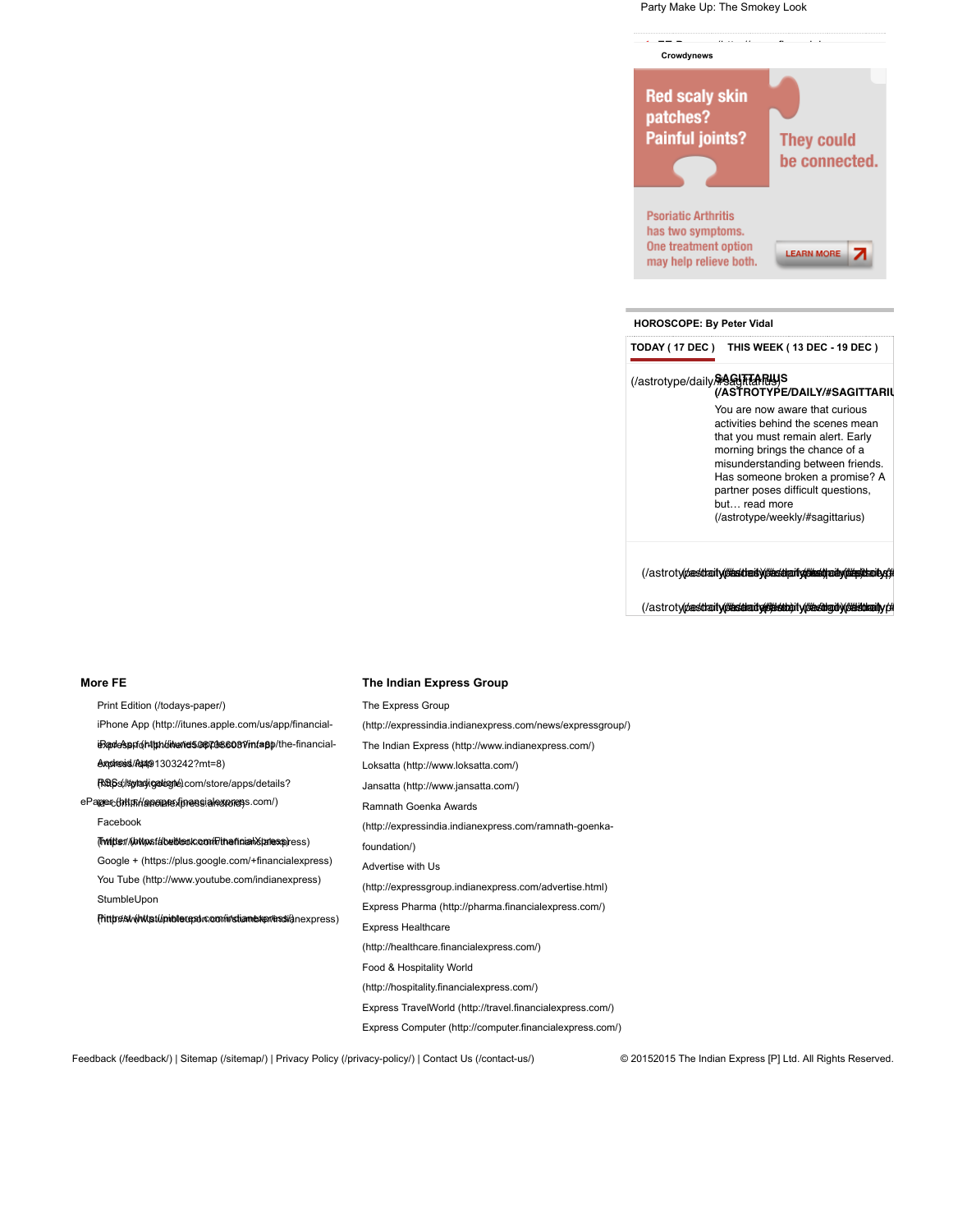Party Make Up: The Smokey Look

Crowdynews

Red scaly skin patches? Painful joints? They could be connected.

Psoriatic Arthritis has two symptoms. One treatment option may help relieve both.

LEARN MORE

**HOROSCOPE: By Peter Vidal**

**TODAY ( 17 DEC )** **THIS WEEK ( 13 DEC - 19 DEC )**

(/astrotype/daily/#sagittarius)

**SAGITTARIUS (/ASTROTYPE/DAILY/#SAGITTARIUS)**

You are now aware that curious activities behind the scenes mean that you must remain alert. Early morning brings the chance of a misunderstanding between friends. Has someone broken a promise? A partner poses difficult questions, but… read more (/astrotype/weekly/#sagittarius)

### More FE

- Print Edition (/todays-paper/)
- iPhone App (http://itunes.apple.com/us/app/financial-express/id503788087?mt=8)
- iPad App (http://itunes.apple.com/in/app/the-financial-express/id491303242?mt=8)
- Android App (https://play.google.com/store/apps/details?id=com.financialexpress.android)
- RSS (/syndication/)
- ePaper (http://epaper.financialexpress.com/)
- Facebook (https://www.facebook.com/financialexpress)
- Twitter (https://twitter.com/FinancialXpress)
- Google + (https://plus.google.com/+financialexpress)
- You Tube (http://www.youtube.com/indianexpress)
- StumbleUpon (http://www.stumbleupon.com/stumbler/indianexpress)
- Pinterest (https://pinterest.com/indianexpress/)

### The Indian Express Group

- The Express Group (http://expressindia.indianexpress.com/news/expressgroup/)
- The Indian Express (http://www.indianexpress.com/)
- Loksatta (http://www.loksatta.com/)
- Jansatta (http://www.jansatta.com/)
- Ramnath Goenka Awards (http://expressindia.indianexpress.com/ramnath-goenka-foundation/)
- Advertise with Us (http://expressgroup.indianexpress.com/advertise.html)
- Express Pharma (http://pharma.financialexpress.com/)
- Express Healthcare (http://healthcare.financialexpress.com/)
- Food & Hospitality World (http://hospitality.financialexpress.com/)
- Express TravelWorld (http://travel.financialexpress.com/)
- Express Computer (http://computer.financialexpress.com/)

Feedback (/feedback/) | Sitemap (/sitemap/) | Privacy Policy (/privacy-policy/) | Contact Us (/contact-us/)

© 20152015 The Indian Express [P] Ltd. All Rights Reserved.